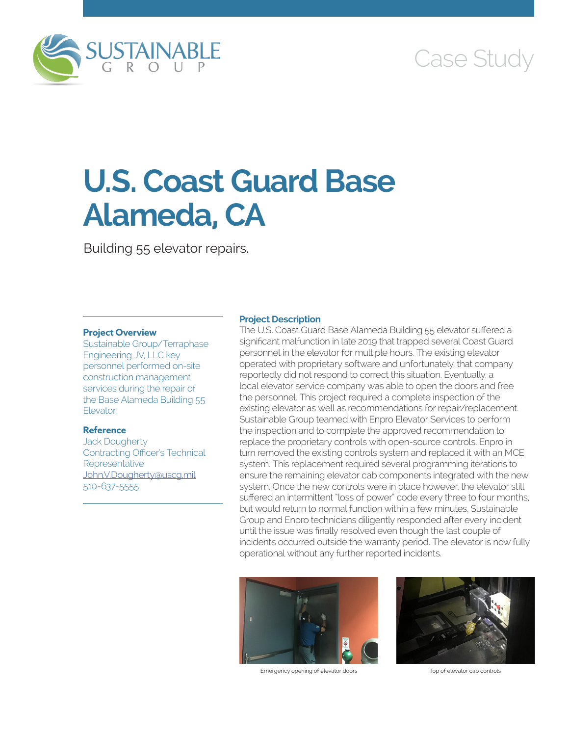SUSTAINABLE GROUP

Case Study

# U.S. Coast Guard Base Alameda, CA

Building 55 elevator repairs.

### Project Overview

Sustainable Group/Terraphase Engineering JV, LLC key personnel performed on-site construction management services during the repair of the Base Alameda Building 55 Elevator.

### Reference

Jack Dougherty
Contracting Officer's Technical Representative
John.V.Dougherty@uscg.mil
510-637-5555

### Project Description

The U.S. Coast Guard Base Alameda Building 55 elevator suffered a significant malfunction in late 2019 that trapped several Coast Guard personnel in the elevator for multiple hours. The existing elevator operated with proprietary software and unfortunately, that company reportedly did not respond to correct this situation. Eventually, a local elevator service company was able to open the doors and free the personnel. This project required a complete inspection of the existing elevator as well as recommendations for repair/replacement. Sustainable Group teamed with Enpro Elevator Services to perform the inspection and to complete the approved recommendation to replace the proprietary controls with open-source controls. Enpro in turn removed the existing controls system and replaced it with an MCE system. This replacement required several programming iterations to ensure the remaining elevator cab components integrated with the new system. Once the new controls were in place however, the elevator still suffered an intermittent "loss of power" code every three to four months, but would return to normal function within a few minutes. Sustainable Group and Enpro technicians diligently responded after every incident until the issue was finally resolved even though the last couple of incidents occurred outside the warranty period. The elevator is now fully operational without any further reported incidents.

Emergency opening of elevator doors

Top of elevator cab controls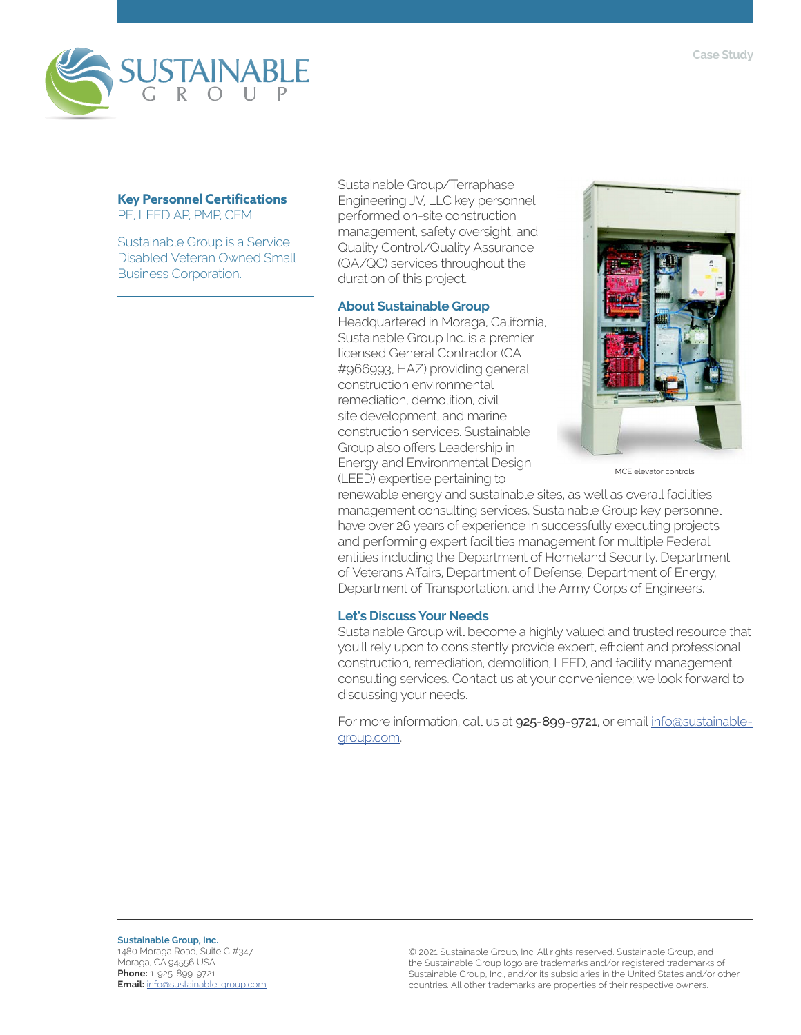**Key Personnel Certifications**
PE, LEED AP, PMP, CFM

Sustainable Group is a Service Disabled Veteran Owned Small Business Corporation.

Sustainable Group/Terraphase Engineering JV, LLC key personnel performed on-site construction management, safety oversight, and Quality Control/Quality Assurance (QA/QC) services throughout the duration of this project.

### About Sustainable Group

Headquartered in Moraga, California, Sustainable Group Inc. is a premier licensed General Contractor (CA #966993, HAZ) providing general construction environmental remediation, demolition, civil site development, and marine construction services. Sustainable Group also offers Leadership in Energy and Environmental Design (LEED) expertise pertaining to renewable energy and sustainable sites, as well as overall facilities management consulting services. Sustainable Group key personnel have over 26 years of experience in successfully executing projects and performing expert facilities management for multiple Federal entities including the Department of Homeland Security, Department of Veterans Affairs, Department of Defense, Department of Energy, Department of Transportation, and the Army Corps of Engineers.

MCE elevator controls

### Let's Discuss Your Needs

Sustainable Group will become a highly valued and trusted resource that you'll rely upon to consistently provide expert, efficient and professional construction, remediation, demolition, LEED, and facility management consulting services. Contact us at your convenience; we look forward to discussing your needs.

For more information, call us at **925-899-9721**, or email info@sustainable-group.com.

**Sustainable Group, Inc.**
1480 Moraga Road, Suite C #347
Moraga, CA 94556 USA
**Phone:** 1-925-899-9721
**Email:** info@sustainable-group.com

© 2021 Sustainable Group, Inc. All rights reserved. Sustainable Group, and the Sustainable Group logo are trademarks and/or registered trademarks of Sustainable Group, Inc., and/or its subsidiaries in the United States and/or other countries. All other trademarks are properties of their respective owners.